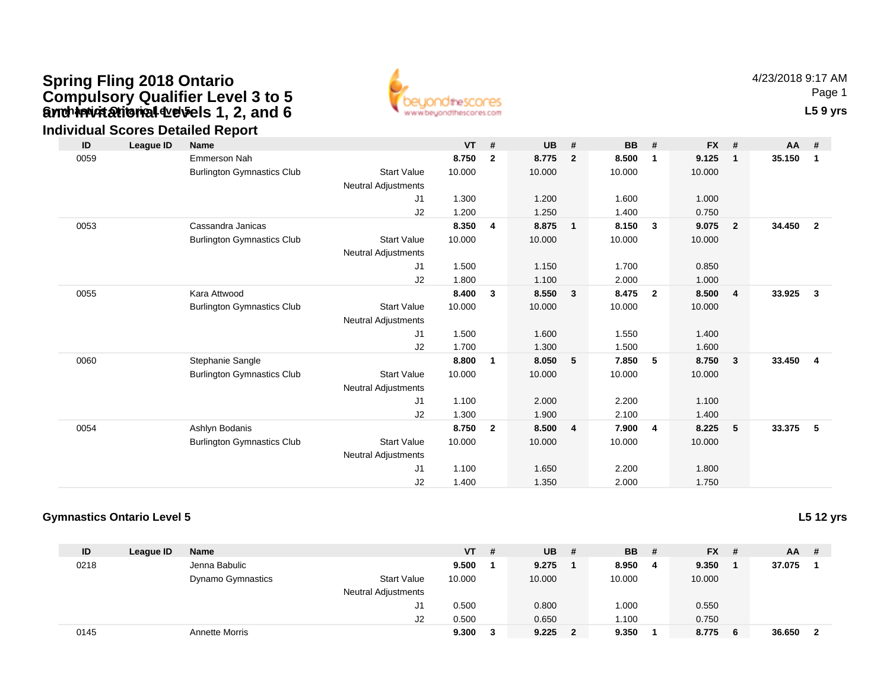# Spring Fling 2018 Ontario Compulsory Qualifier Level 3 to 5 and Invitational Levels 1, 2, and 6

## Gymnastics Ontario Level 5

## Individual Scores Detailed Report

4/23/2018 9:17 AM

**L5 9 yrs**

| ID | League ID | Name | | VT | # | UB | # | BB | # | FX | # | AA | # |
|---|---|---|---|---|---|---|---|---|---|---|---|---|---|
| 0059 | | Emmerson Nah | | **8.750** | **2** | **8.775** | **2** | **8.500** | **1** | **9.125** | **1** | **35.150** | **1** |
| | | Burlington Gymnastics Club | Start Value | 10.000 | | 10.000 | | 10.000 | | 10.000 | | | |
| | | | Neutral Adjustments | | | | | | | | | | |
| | | | J1 | 1.300 | | 1.200 | | 1.600 | | 1.000 | | | |
| | | | J2 | 1.200 | | 1.250 | | 1.400 | | 0.750 | | | |
| 0053 | | Cassandra Janicas | | **8.350** | **4** | **8.875** | **1** | **8.150** | **3** | **9.075** | **2** | **34.450** | **2** |
| | | Burlington Gymnastics Club | Start Value | 10.000 | | 10.000 | | 10.000 | | 10.000 | | | |
| | | | Neutral Adjustments | | | | | | | | | | |
| | | | J1 | 1.500 | | 1.150 | | 1.700 | | 0.850 | | | |
| | | | J2 | 1.800 | | 1.100 | | 2.000 | | 1.000 | | | |
| 0055 | | Kara Attwood | | **8.400** | **3** | **8.550** | **3** | **8.475** | **2** | **8.500** | **4** | **33.925** | **3** |
| | | Burlington Gymnastics Club | Start Value | 10.000 | | 10.000 | | 10.000 | | 10.000 | | | |
| | | | Neutral Adjustments | | | | | | | | | | |
| | | | J1 | 1.500 | | 1.600 | | 1.550 | | 1.400 | | | |
| | | | J2 | 1.700 | | 1.300 | | 1.500 | | 1.600 | | | |
| 0060 | | Stephanie Sangle | | **8.800** | **1** | **8.050** | **5** | **7.850** | **5** | **8.750** | **3** | **33.450** | **4** |
| | | Burlington Gymnastics Club | Start Value | 10.000 | | 10.000 | | 10.000 | | 10.000 | | | |
| | | | Neutral Adjustments | | | | | | | | | | |
| | | | J1 | 1.100 | | 2.000 | | 2.200 | | 1.100 | | | |
| | | | J2 | 1.300 | | 1.900 | | 2.100 | | 1.400 | | | |
| 0054 | | Ashlyn Bodanis | | **8.750** | **2** | **8.500** | **4** | **7.900** | **4** | **8.225** | **5** | **33.375** | **5** |
| | | Burlington Gymnastics Club | Start Value | 10.000 | | 10.000 | | 10.000 | | 10.000 | | | |
| | | | Neutral Adjustments | | | | | | | | | | |
| | | | J1 | 1.100 | | 1.650 | | 2.200 | | 1.800 | | | |
| | | | J2 | 1.400 | | 1.350 | | 2.000 | | 1.750 | | | |

### Gymnastics Ontario Level 5

**L5 12 yrs**

| ID | League ID | Name | | VT | # | UB | # | BB | # | FX | # | AA | # |
|---|---|---|---|---|---|---|---|---|---|---|---|---|---|
| 0218 | | Jenna Babulic | | **9.500** | **1** | **9.275** | **1** | **8.950** | **4** | **9.350** | **1** | **37.075** | **1** |
| | | Dynamo Gymnastics | Start Value | 10.000 | | 10.000 | | 10.000 | | 10.000 | | | |
| | | | Neutral Adjustments | | | | | | | | | | |
| | | | J1 | 0.500 | | 0.800 | | 1.000 | | 0.550 | | | |
| | | | J2 | 0.500 | | 0.650 | | 1.100 | | 0.750 | | | |
| 0145 | | Annette Morris | | **9.300** | **3** | **9.225** | **2** | **9.350** | **1** | **8.775** | **6** | **36.650** | **2** |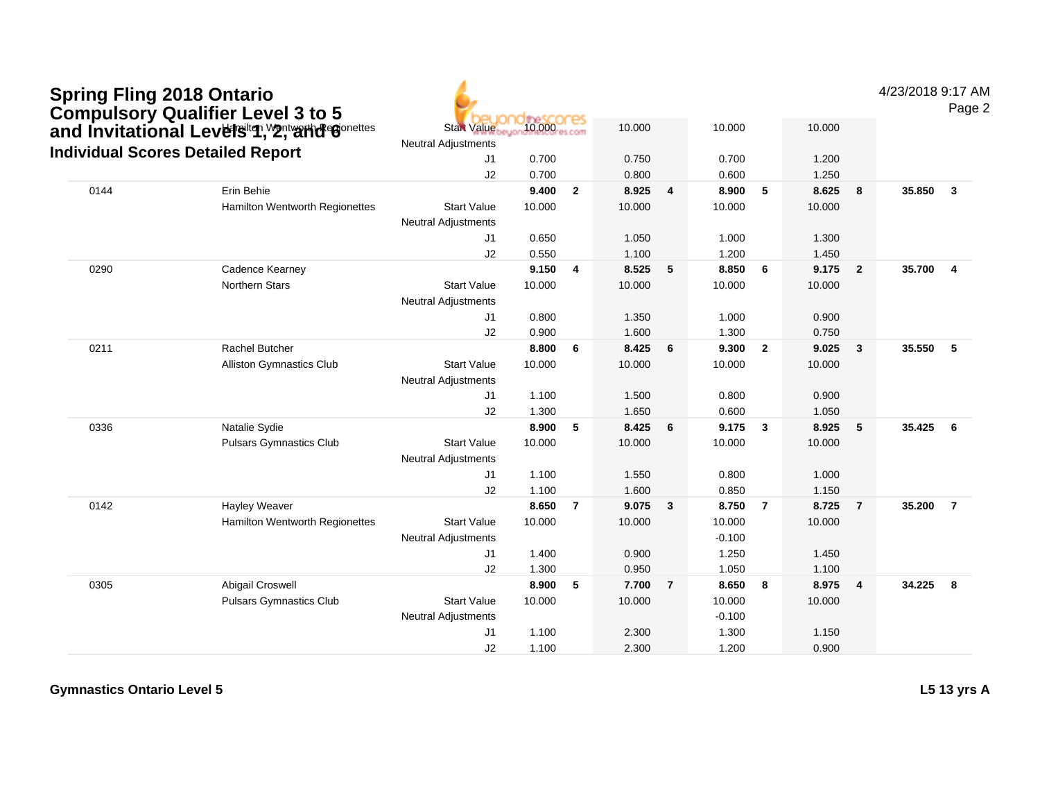# Spring Fling 2018 Ontario Compulsory Qualifier Level 3 to 5 and Invitational Levels 1, 2, and 6

## Individual Scores Detailed Report

4/23/2018 9:17 AM

| # | Name / Club | | Vault | Rk | Bars | Rk | Beam | Rk | Floor | Rk | AA | Rk |
|---|---|---|---|---|---|---|---|---|---|---|---|---|
| | Hamilton Wentworth Regionettes | Start Value | 10.000 | | 10.000 | | 10.000 | | 10.000 | | | |
| | | Neutral Adjustments | | | | | | | | | | |
| | | J1 | 0.700 | | 0.750 | | 0.700 | | 1.200 | | | |
| | | J2 | 0.700 | | 0.800 | | 0.600 | | 1.250 | | | |
| 0144 | Erin Behie | | **9.400** | **2** | **8.925** | **4** | **8.900** | **5** | **8.625** | **8** | **35.850** | **3** |
| | Hamilton Wentworth Regionettes | Start Value | 10.000 | | 10.000 | | 10.000 | | 10.000 | | | |
| | | Neutral Adjustments | | | | | | | | | | |
| | | J1 | 0.650 | | 1.050 | | 1.000 | | 1.300 | | | |
| | | J2 | 0.550 | | 1.100 | | 1.200 | | 1.450 | | | |
| 0290 | Cadence Kearney | | **9.150** | **4** | **8.525** | **5** | **8.850** | **6** | **9.175** | **2** | **35.700** | **4** |
| | Northern Stars | Start Value | 10.000 | | 10.000 | | 10.000 | | 10.000 | | | |
| | | Neutral Adjustments | | | | | | | | | | |
| | | J1 | 0.800 | | 1.350 | | 1.000 | | 0.900 | | | |
| | | J2 | 0.900 | | 1.600 | | 1.300 | | 0.750 | | | |
| 0211 | Rachel Butcher | | **8.800** | **6** | **8.425** | **6** | **9.300** | **2** | **9.025** | **3** | **35.550** | **5** |
| | Alliston Gymnastics Club | Start Value | 10.000 | | 10.000 | | 10.000 | | 10.000 | | | |
| | | Neutral Adjustments | | | | | | | | | | |
| | | J1 | 1.100 | | 1.500 | | 0.800 | | 0.900 | | | |
| | | J2 | 1.300 | | 1.650 | | 0.600 | | 1.050 | | | |
| 0336 | Natalie Sydie | | **8.900** | **5** | **8.425** | **6** | **9.175** | **3** | **8.925** | **5** | **35.425** | **6** |
| | Pulsars Gymnastics Club | Start Value | 10.000 | | 10.000 | | 10.000 | | 10.000 | | | |
| | | Neutral Adjustments | | | | | | | | | | |
| | | J1 | 1.100 | | 1.550 | | 0.800 | | 1.000 | | | |
| | | J2 | 1.100 | | 1.600 | | 0.850 | | 1.150 | | | |
| 0142 | Hayley Weaver | | **8.650** | **7** | **9.075** | **3** | **8.750** | **7** | **8.725** | **7** | **35.200** | **7** |
| | Hamilton Wentworth Regionettes | Start Value | 10.000 | | 10.000 | | 10.000 | | 10.000 | | | |
| | | Neutral Adjustments | | | | | -0.100 | | | | | |
| | | J1 | 1.400 | | 0.900 | | 1.250 | | 1.450 | | | |
| | | J2 | 1.300 | | 0.950 | | 1.050 | | 1.100 | | | |
| 0305 | Abigail Croswell | | **8.900** | **5** | **7.700** | **7** | **8.650** | **8** | **8.975** | **4** | **34.225** | **8** |
| | Pulsars Gymnastics Club | Start Value | 10.000 | | 10.000 | | 10.000 | | 10.000 | | | |
| | | Neutral Adjustments | | | | | -0.100 | | | | | |
| | | J1 | 1.100 | | 2.300 | | 1.300 | | 1.150 | | | |
| | | J2 | 1.100 | | 2.300 | | 1.200 | | 0.900 | | | |

**Gymnastics Ontario Level 5** **L5 13 yrs A**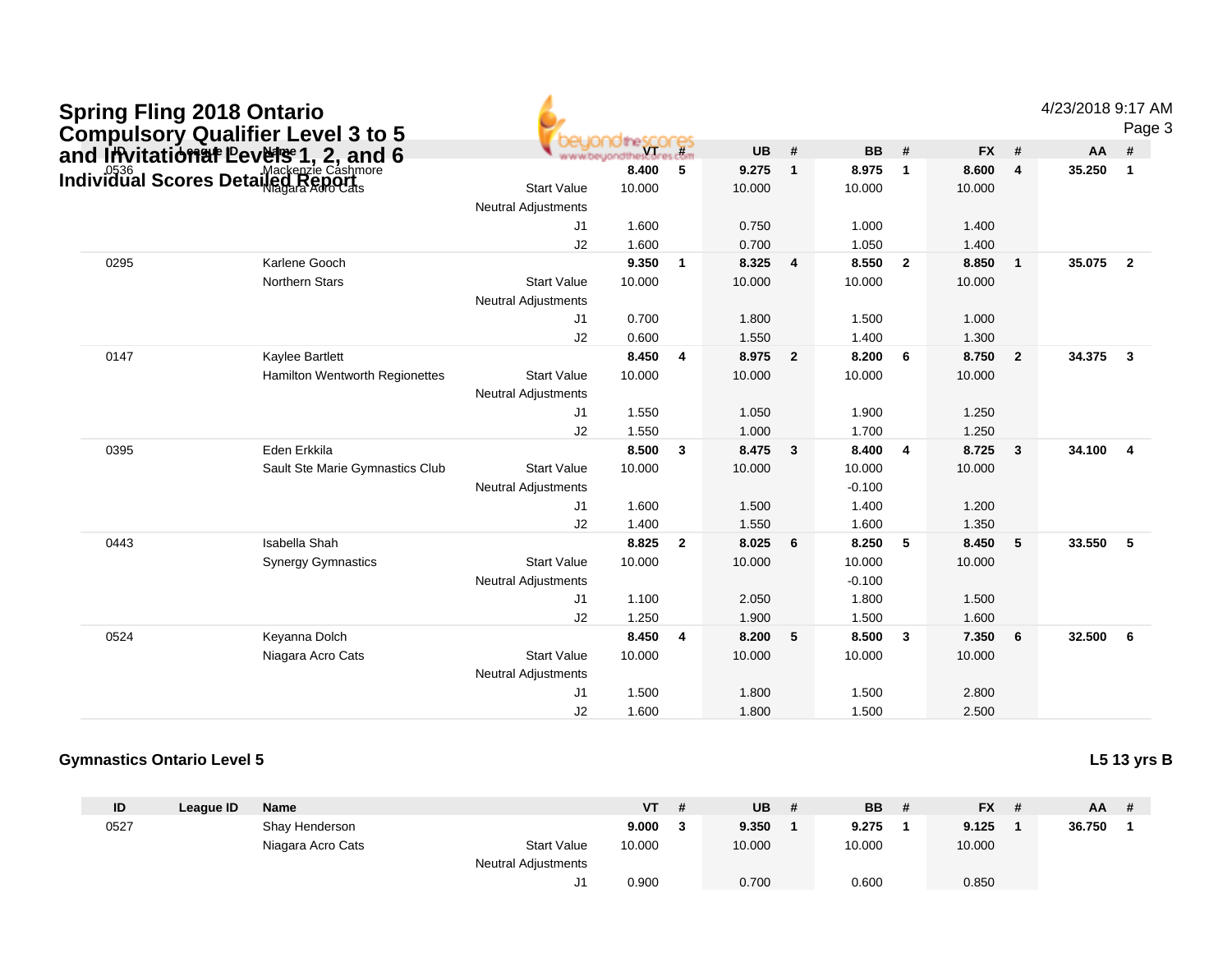# Spring Fling 2018 Ontario Compulsory Qualifier Level 3 to 5 and Invitational Levels 1, 2, and 6

## Individual Scores Detailed Report

4/23/2018 9:17 AM

| ID | League ID | Name | | VT | # | UB | # | BB | # | FX | # | AA | # |
|---|---|---|---|---|---|---|---|---|---|---|---|---|---|
| 0536 | | Mackenzie Cashmore | | **8.400** | **5** | **9.275** | **1** | **8.975** | **1** | **8.600** | **4** | **35.250** | **1** |
| | | Niagara Acro Cats | Start Value | 10.000 | | 10.000 | | 10.000 | | 10.000 | | | |
| | | | Neutral Adjustments | | | | | | | | | | |
| | | | J1 | 1.600 | | 0.750 | | 1.000 | | 1.400 | | | |
| | | | J2 | 1.600 | | 0.700 | | 1.050 | | 1.400 | | | |
| 0295 | | Karlene Gooch | | **9.350** | **1** | **8.325** | **4** | **8.550** | **2** | **8.850** | **1** | **35.075** | **2** |
| | | Northern Stars | Start Value | 10.000 | | 10.000 | | 10.000 | | 10.000 | | | |
| | | | Neutral Adjustments | | | | | | | | | | |
| | | | J1 | 0.700 | | 1.800 | | 1.500 | | 1.000 | | | |
| | | | J2 | 0.600 | | 1.550 | | 1.400 | | 1.300 | | | |
| 0147 | | Kaylee Bartlett | | **8.450** | **4** | **8.975** | **2** | **8.200** | **6** | **8.750** | **2** | **34.375** | **3** |
| | | Hamilton Wentworth Regionettes | Start Value | 10.000 | | 10.000 | | 10.000 | | 10.000 | | | |
| | | | Neutral Adjustments | | | | | | | | | | |
| | | | J1 | 1.550 | | 1.050 | | 1.900 | | 1.250 | | | |
| | | | J2 | 1.550 | | 1.000 | | 1.700 | | 1.250 | | | |
| 0395 | | Eden Erkkila | | **8.500** | **3** | **8.475** | **3** | **8.400** | **4** | **8.725** | **3** | **34.100** | **4** |
| | | Sault Ste Marie Gymnastics Club | Start Value | 10.000 | | 10.000 | | 10.000 | | 10.000 | | | |
| | | | Neutral Adjustments | | | | | -0.100 | | | | | |
| | | | J1 | 1.600 | | 1.500 | | 1.400 | | 1.200 | | | |
| | | | J2 | 1.400 | | 1.550 | | 1.600 | | 1.350 | | | |
| 0443 | | Isabella Shah | | **8.825** | **2** | **8.025** | **6** | **8.250** | **5** | **8.450** | **5** | **33.550** | **5** |
| | | Synergy Gymnastics | Start Value | 10.000 | | 10.000 | | 10.000 | | 10.000 | | | |
| | | | Neutral Adjustments | | | | | -0.100 | | | | | |
| | | | J1 | 1.100 | | 2.050 | | 1.800 | | 1.500 | | | |
| | | | J2 | 1.250 | | 1.900 | | 1.500 | | 1.600 | | | |
| 0524 | | Keyanna Dolch | | **8.450** | **4** | **8.200** | **5** | **8.500** | **3** | **7.350** | **6** | **32.500** | **6** |
| | | Niagara Acro Cats | Start Value | 10.000 | | 10.000 | | 10.000 | | 10.000 | | | |
| | | | Neutral Adjustments | | | | | | | | | | |
| | | | J1 | 1.500 | | 1.800 | | 1.500 | | 2.800 | | | |
| | | | J2 | 1.600 | | 1.800 | | 1.500 | | 2.500 | | | |

### Gymnastics Ontario Level 5

**L5 13 yrs B**

| ID | League ID | Name | | VT | # | UB | # | BB | # | FX | # | AA | # |
|---|---|---|---|---|---|---|---|---|---|---|---|---|---|
| 0527 | | Shay Henderson | | **9.000** | **3** | **9.350** | **1** | **9.275** | **1** | **9.125** | **1** | **36.750** | **1** |
| | | Niagara Acro Cats | Start Value | 10.000 | | 10.000 | | 10.000 | | 10.000 | | | |
| | | | Neutral Adjustments | | | | | | | | | | |
| | | | J1 | 0.900 | | 0.700 | | 0.600 | | 0.850 | | | |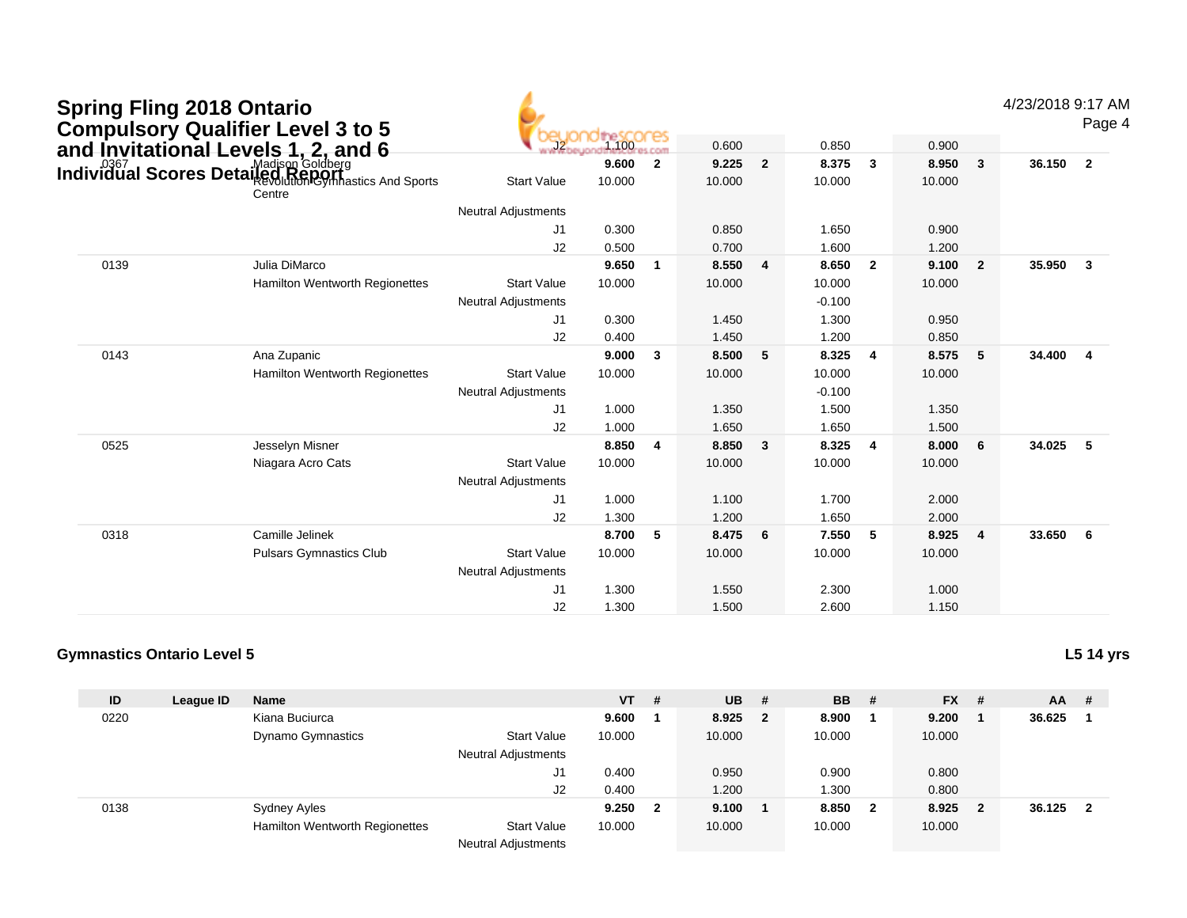| ID | League ID | Name | | VT | # | UB | # | BB | # | FX | # | AA | # |
|---|---|---|---|---|---|---|---|---|---|---|---|---|---|
| | | | J2 | 1.100 | | 0.600 | | 0.850 | | 0.900 | | | |
| 0367 | | Madison Goldberg | | **9.600** | **2** | **9.225** | **2** | **8.375** | **3** | **8.950** | **3** | **36.150** | **2** |
| | | Revolution Gymnastics And Sports Centre | Start Value | 10.000 | | 10.000 | | 10.000 | | 10.000 | | | |
| | | | Neutral Adjustments | | | | | | | | | | |
| | | | J1 | 0.300 | | 0.850 | | 1.650 | | 0.900 | | | |
| | | | J2 | 0.500 | | 0.700 | | 1.600 | | 1.200 | | | |
| 0139 | | Julia DiMarco | | **9.650** | **1** | **8.550** | **4** | **8.650** | **2** | **9.100** | **2** | **35.950** | **3** |
| | | Hamilton Wentworth Regionettes | Start Value | 10.000 | | 10.000 | | 10.000 | | 10.000 | | | |
| | | | Neutral Adjustments | | | | | -0.100 | | | | | |
| | | | J1 | 0.300 | | 1.450 | | 1.300 | | 0.950 | | | |
| | | | J2 | 0.400 | | 1.450 | | 1.200 | | 0.850 | | | |
| 0143 | | Ana Zupanic | | **9.000** | **3** | **8.500** | **5** | **8.325** | **4** | **8.575** | **5** | **34.400** | **4** |
| | | Hamilton Wentworth Regionettes | Start Value | 10.000 | | 10.000 | | 10.000 | | 10.000 | | | |
| | | | Neutral Adjustments | | | | | -0.100 | | | | | |
| | | | J1 | 1.000 | | 1.350 | | 1.500 | | 1.350 | | | |
| | | | J2 | 1.000 | | 1.650 | | 1.650 | | 1.500 | | | |
| 0525 | | Jesselyn Misner | | **8.850** | **4** | **8.850** | **3** | **8.325** | **4** | **8.000** | **6** | **34.025** | **5** |
| | | Niagara Acro Cats | Start Value | 10.000 | | 10.000 | | 10.000 | | 10.000 | | | |
| | | | Neutral Adjustments | | | | | | | | | | |
| | | | J1 | 1.000 | | 1.100 | | 1.700 | | 2.000 | | | |
| | | | J2 | 1.300 | | 1.200 | | 1.650 | | 2.000 | | | |
| 0318 | | Camille Jelinek | | **8.700** | **5** | **8.475** | **6** | **7.550** | **5** | **8.925** | **4** | **33.650** | **6** |
| | | Pulsars Gymnastics Club | Start Value | 10.000 | | 10.000 | | 10.000 | | 10.000 | | | |
| | | | Neutral Adjustments | | | | | | | | | | |
| | | | J1 | 1.300 | | 1.550 | | 2.300 | | 1.000 | | | |
| | | | J2 | 1.300 | | 1.500 | | 2.600 | | 1.150 | | | |

### Gymnastics Ontario Level 5

**L5 14 yrs**

| ID | League ID | Name | | VT | # | UB | # | BB | # | FX | # | AA | # |
|---|---|---|---|---|---|---|---|---|---|---|---|---|---|
| 0220 | | Kiana Buciurca | | **9.600** | **1** | **8.925** | **2** | **8.900** | **1** | **9.200** | **1** | **36.625** | **1** |
| | | Dynamo Gymnastics | Start Value | 10.000 | | 10.000 | | 10.000 | | 10.000 | | | |
| | | | Neutral Adjustments | | | | | | | | | | |
| | | | J1 | 0.400 | | 0.950 | | 0.900 | | 0.800 | | | |
| | | | J2 | 0.400 | | 1.200 | | 1.300 | | 0.800 | | | |
| 0138 | | Sydney Ayles | | **9.250** | **2** | **9.100** | **1** | **8.850** | **2** | **8.925** | **2** | **36.125** | **2** |
| | | Hamilton Wentworth Regionettes | Start Value | 10.000 | | 10.000 | | 10.000 | | 10.000 | | | |
| | | | Neutral Adjustments | | | | | | | | | | |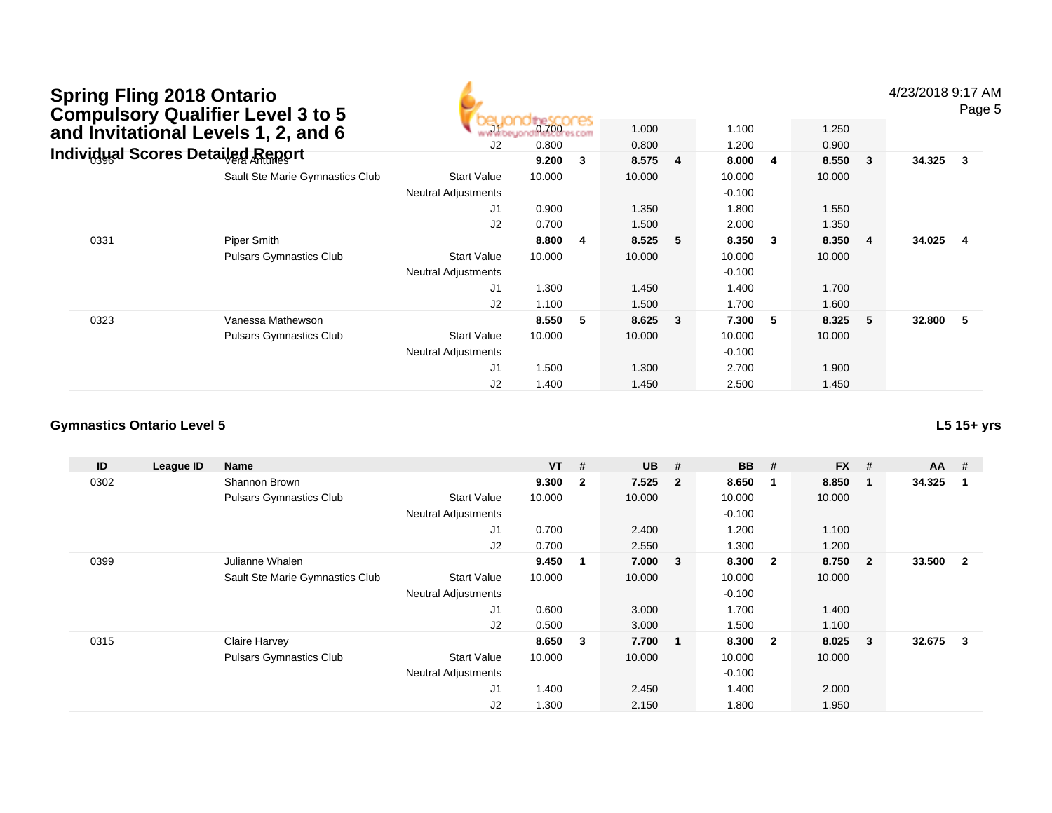# Spring Fling 2018 Ontario Compulsory Qualifier Level 3 to 5 and Invitational Levels 1, 2, and 6

## Individual Scores Detailed Report

| ID | League ID | Name | | VT | # | UB | # | BB | # | FX | # | AA | # |
|---|---|---|---|---|---|---|---|---|---|---|---|---|---|
| | | | J1 | 0.700 | | 1.000 | | 1.100 | | 1.250 | | | |
| | | | J2 | 0.800 | | 0.800 | | 1.200 | | 0.900 | | | |
| 0396 | | Vera Antunes | | **9.200** | **3** | **8.575** | **4** | **8.000** | **4** | **8.550** | **3** | **34.325** | **3** |
| | | Sault Ste Marie Gymnastics Club | Start Value | 10.000 | | 10.000 | | 10.000 | | 10.000 | | | |
| | | | Neutral Adjustments | | | | | -0.100 | | | | | |
| | | | J1 | 0.900 | | 1.350 | | 1.800 | | 1.550 | | | |
| | | | J2 | 0.700 | | 1.500 | | 2.000 | | 1.350 | | | |
| 0331 | | Piper Smith | | **8.800** | **4** | **8.525** | **5** | **8.350** | **3** | **8.350** | **4** | **34.025** | **4** |
| | | Pulsars Gymnastics Club | Start Value | 10.000 | | 10.000 | | 10.000 | | 10.000 | | | |
| | | | Neutral Adjustments | | | | | -0.100 | | | | | |
| | | | J1 | 1.300 | | 1.450 | | 1.400 | | 1.700 | | | |
| | | | J2 | 1.100 | | 1.500 | | 1.700 | | 1.600 | | | |
| 0323 | | Vanessa Mathewson | | **8.550** | **5** | **8.625** | **3** | **7.300** | **5** | **8.325** | **5** | **32.800** | **5** |
| | | Pulsars Gymnastics Club | Start Value | 10.000 | | 10.000 | | 10.000 | | 10.000 | | | |
| | | | Neutral Adjustments | | | | | -0.100 | | | | | |
| | | | J1 | 1.500 | | 1.300 | | 2.700 | | 1.900 | | | |
| | | | J2 | 1.400 | | 1.450 | | 2.500 | | 1.450 | | | |

### Gymnastics Ontario Level 5

**L5 15+ yrs**

| ID | League ID | Name | | VT | # | UB | # | BB | # | FX | # | AA | # |
|---|---|---|---|---|---|---|---|---|---|---|---|---|---|
| 0302 | | Shannon Brown | | **9.300** | **2** | **7.525** | **2** | **8.650** | **1** | **8.850** | **1** | **34.325** | **1** |
| | | Pulsars Gymnastics Club | Start Value | 10.000 | | 10.000 | | 10.000 | | 10.000 | | | |
| | | | Neutral Adjustments | | | | | -0.100 | | | | | |
| | | | J1 | 0.700 | | 2.400 | | 1.200 | | 1.100 | | | |
| | | | J2 | 0.700 | | 2.550 | | 1.300 | | 1.200 | | | |
| 0399 | | Julianne Whalen | | **9.450** | **1** | **7.000** | **3** | **8.300** | **2** | **8.750** | **2** | **33.500** | **2** |
| | | Sault Ste Marie Gymnastics Club | Start Value | 10.000 | | 10.000 | | 10.000 | | 10.000 | | | |
| | | | Neutral Adjustments | | | | | -0.100 | | | | | |
| | | | J1 | 0.600 | | 3.000 | | 1.700 | | 1.400 | | | |
| | | | J2 | 0.500 | | 3.000 | | 1.500 | | 1.100 | | | |
| 0315 | | Claire Harvey | | **8.650** | **3** | **7.700** | **1** | **8.300** | **2** | **8.025** | **3** | **32.675** | **3** |
| | | Pulsars Gymnastics Club | Start Value | 10.000 | | 10.000 | | 10.000 | | 10.000 | | | |
| | | | Neutral Adjustments | | | | | -0.100 | | | | | |
| | | | J1 | 1.400 | | 2.450 | | 1.400 | | 2.000 | | | |
| | | | J2 | 1.300 | | 2.150 | | 1.800 | | 1.950 | | | |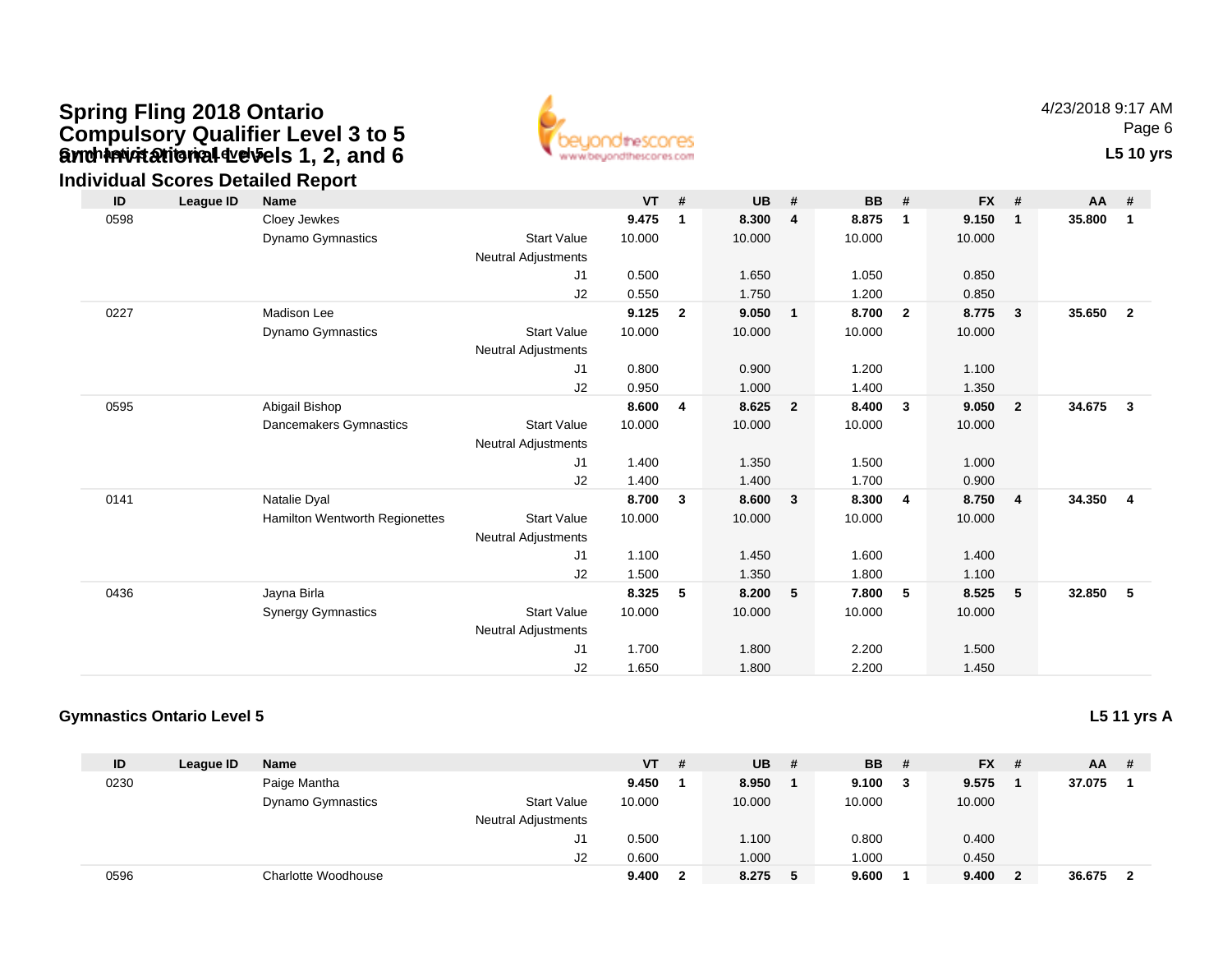# Spring Fling 2018 Ontario Compulsory Qualifier Level 3 to 5 and Invitational Levels 1, 2, and 6

## Gymnastics Ontario Level 5

## Individual Scores Detailed Report

4/23/2018 9:17 AM

**L5 10 yrs**

| ID | League ID | Name | | VT | # | UB | # | BB | # | FX | # | AA | # |
|---|---|---|---|---|---|---|---|---|---|---|---|---|---|
| 0598 | | Cloey Jewkes | | **9.475** | **1** | **8.300** | **4** | **8.875** | **1** | **9.150** | **1** | **35.800** | **1** |
| | | Dynamo Gymnastics | Start Value | 10.000 | | 10.000 | | 10.000 | | 10.000 | | | |
| | | | Neutral Adjustments | | | | | | | | | | |
| | | | J1 | 0.500 | | 1.650 | | 1.050 | | 0.850 | | | |
| | | | J2 | 0.550 | | 1.750 | | 1.200 | | 0.850 | | | |
| 0227 | | Madison Lee | | **9.125** | **2** | **9.050** | **1** | **8.700** | **2** | **8.775** | **3** | **35.650** | **2** |
| | | Dynamo Gymnastics | Start Value | 10.000 | | 10.000 | | 10.000 | | 10.000 | | | |
| | | | Neutral Adjustments | | | | | | | | | | |
| | | | J1 | 0.800 | | 0.900 | | 1.200 | | 1.100 | | | |
| | | | J2 | 0.950 | | 1.000 | | 1.400 | | 1.350 | | | |
| 0595 | | Abigail Bishop | | **8.600** | **4** | **8.625** | **2** | **8.400** | **3** | **9.050** | **2** | **34.675** | **3** |
| | | Dancemakers Gymnastics | Start Value | 10.000 | | 10.000 | | 10.000 | | 10.000 | | | |
| | | | Neutral Adjustments | | | | | | | | | | |
| | | | J1 | 1.400 | | 1.350 | | 1.500 | | 1.000 | | | |
| | | | J2 | 1.400 | | 1.400 | | 1.700 | | 0.900 | | | |
| 0141 | | Natalie Dyal | | **8.700** | **3** | **8.600** | **3** | **8.300** | **4** | **8.750** | **4** | **34.350** | **4** |
| | | Hamilton Wentworth Regionettes | Start Value | 10.000 | | 10.000 | | 10.000 | | 10.000 | | | |
| | | | Neutral Adjustments | | | | | | | | | | |
| | | | J1 | 1.100 | | 1.450 | | 1.600 | | 1.400 | | | |
| | | | J2 | 1.500 | | 1.350 | | 1.800 | | 1.100 | | | |
| 0436 | | Jayna Birla | | **8.325** | **5** | **8.200** | **5** | **7.800** | **5** | **8.525** | **5** | **32.850** | **5** |
| | | Synergy Gymnastics | Start Value | 10.000 | | 10.000 | | 10.000 | | 10.000 | | | |
| | | | Neutral Adjustments | | | | | | | | | | |
| | | | J1 | 1.700 | | 1.800 | | 2.200 | | 1.500 | | | |
| | | | J2 | 1.650 | | 1.800 | | 2.200 | | 1.450 | | | |

## Gymnastics Ontario Level 5

**L5 11 yrs A**

| ID | League ID | Name | | VT | # | UB | # | BB | # | FX | # | AA | # |
|---|---|---|---|---|---|---|---|---|---|---|---|---|---|
| 0230 | | Paige Mantha | | **9.450** | **1** | **8.950** | **1** | **9.100** | **3** | **9.575** | **1** | **37.075** | **1** |
| | | Dynamo Gymnastics | Start Value | 10.000 | | 10.000 | | 10.000 | | 10.000 | | | |
| | | | Neutral Adjustments | | | | | | | | | | |
| | | | J1 | 0.500 | | 1.100 | | 0.800 | | 0.400 | | | |
| | | | J2 | 0.600 | | 1.000 | | 1.000 | | 0.450 | | | |
| 0596 | | Charlotte Woodhouse | | **9.400** | **2** | **8.275** | **5** | **9.600** | **1** | **9.400** | **2** | **36.675** | **2** |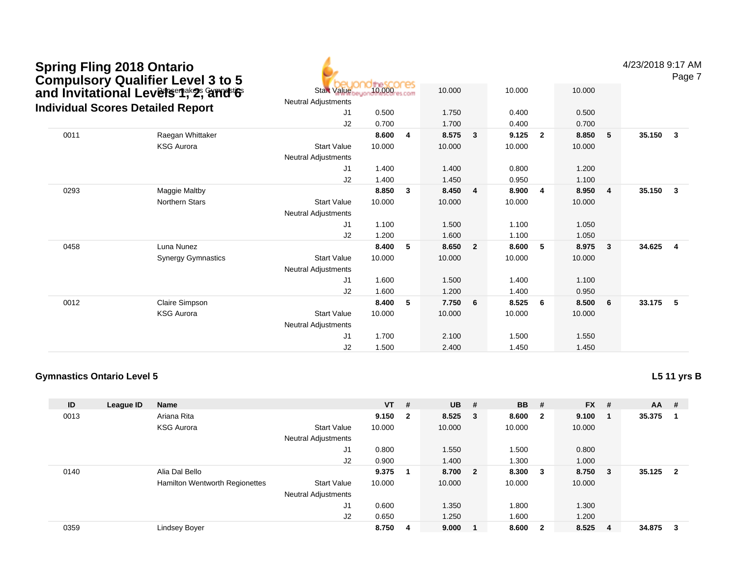## Spring Fling 2018 Ontario Compulsory Qualifier Level 3 to 5 and Invitational Levels 1, 2, and 6

### Individual Scores Detailed Report

4/23/2018 9:17 AM

| ID | League ID | Name | | VT | # | UB | # | BB | # | FX | # | AA | # |
|---|---|---|---|---|---|---|---|---|---|---|---|---|---|
| | | Dancemakers Gymnastics | Start Value | 10.000 | | 10.000 | | 10.000 | | 10.000 | | | |
| | | | Neutral Adjustments | | | | | | | | | | |
| | | | J1 | 0.500 | | 1.750 | | 0.400 | | 0.500 | | | |
| | | | J2 | 0.700 | | 1.700 | | 0.400 | | 0.700 | | | |
| 0011 | | Raegan Whittaker | | **8.600** | **4** | **8.575** | **3** | **9.125** | **2** | **8.850** | **5** | **35.150** | **3** |
| | | KSG Aurora | Start Value | 10.000 | | 10.000 | | 10.000 | | 10.000 | | | |
| | | | Neutral Adjustments | | | | | | | | | | |
| | | | J1 | 1.400 | | 1.400 | | 0.800 | | 1.200 | | | |
| | | | J2 | 1.400 | | 1.450 | | 0.950 | | 1.100 | | | |
| 0293 | | Maggie Maltby | | **8.850** | **3** | **8.450** | **4** | **8.900** | **4** | **8.950** | **4** | **35.150** | **3** |
| | | Northern Stars | Start Value | 10.000 | | 10.000 | | 10.000 | | 10.000 | | | |
| | | | Neutral Adjustments | | | | | | | | | | |
| | | | J1 | 1.100 | | 1.500 | | 1.100 | | 1.050 | | | |
| | | | J2 | 1.200 | | 1.600 | | 1.100 | | 1.050 | | | |
| 0458 | | Luna Nunez | | **8.400** | **5** | **8.650** | **2** | **8.600** | **5** | **8.975** | **3** | **34.625** | **4** |
| | | Synergy Gymnastics | Start Value | 10.000 | | 10.000 | | 10.000 | | 10.000 | | | |
| | | | Neutral Adjustments | | | | | | | | | | |
| | | | J1 | 1.600 | | 1.500 | | 1.400 | | 1.100 | | | |
| | | | J2 | 1.600 | | 1.200 | | 1.400 | | 0.950 | | | |
| 0012 | | Claire Simpson | | **8.400** | **5** | **7.750** | **6** | **8.525** | **6** | **8.500** | **6** | **33.175** | **5** |
| | | KSG Aurora | Start Value | 10.000 | | 10.000 | | 10.000 | | 10.000 | | | |
| | | | Neutral Adjustments | | | | | | | | | | |
| | | | J1 | 1.700 | | 2.100 | | 1.500 | | 1.550 | | | |
| | | | J2 | 1.500 | | 2.400 | | 1.450 | | 1.450 | | | |

### Gymnastics Ontario Level 5

**L5 11 yrs B**

| ID | League ID | Name | | VT | # | UB | # | BB | # | FX | # | AA | # |
|---|---|---|---|---|---|---|---|---|---|---|---|---|---|
| 0013 | | Ariana Rita | | **9.150** | **2** | **8.525** | **3** | **8.600** | **2** | **9.100** | **1** | **35.375** | **1** |
| | | KSG Aurora | Start Value | 10.000 | | 10.000 | | 10.000 | | 10.000 | | | |
| | | | Neutral Adjustments | | | | | | | | | | |
| | | | J1 | 0.800 | | 1.550 | | 1.500 | | 0.800 | | | |
| | | | J2 | 0.900 | | 1.400 | | 1.300 | | 1.000 | | | |
| 0140 | | Alia Dal Bello | | **9.375** | **1** | **8.700** | **2** | **8.300** | **3** | **8.750** | **3** | **35.125** | **2** |
| | | Hamilton Wentworth Regionettes | Start Value | 10.000 | | 10.000 | | 10.000 | | 10.000 | | | |
| | | | Neutral Adjustments | | | | | | | | | | |
| | | | J1 | 0.600 | | 1.350 | | 1.800 | | 1.300 | | | |
| | | | J2 | 0.650 | | 1.250 | | 1.600 | | 1.200 | | | |
| 0359 | | Lindsey Boyer | | **8.750** | **4** | **9.000** | **1** | **8.600** | **2** | **8.525** | **4** | **34.875** | **3** |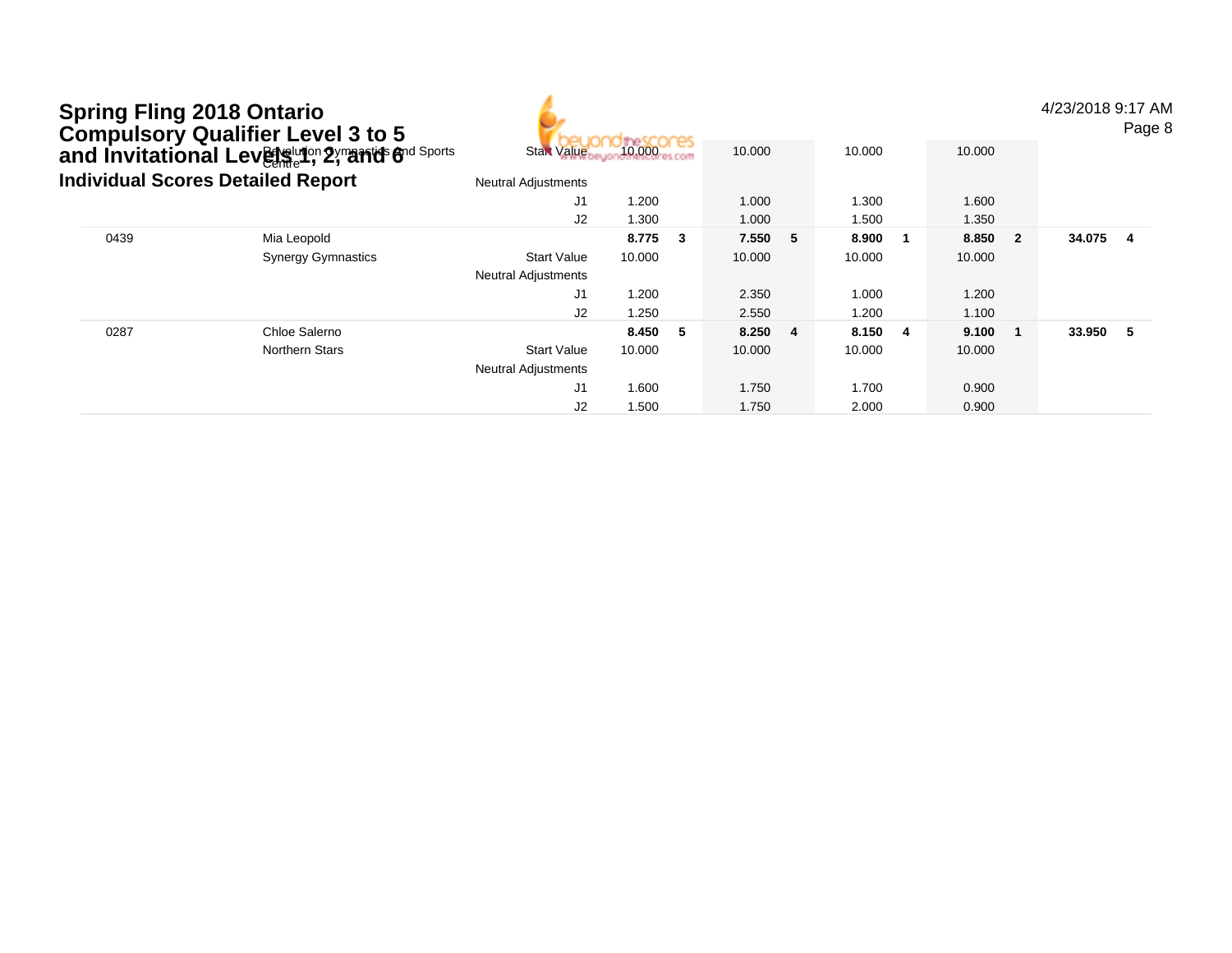## Spring Fling 2018 Ontario Compulsory Qualifier Level 3 to 5 and Invitational Levels 1, 2, and 6

### Individual Scores Detailed Report

4/23/2018 9:17 AM

| | | | | | | | | | | | | |
|---|---|---|---|---|---|---|---|---|---|---|---|---|
| | Revolution Gymnastics and Sports Centre | Start Value | 10.000 | | 10.000 | | 10.000 | | 10.000 | | | |
| | | Neutral Adjustments | | | | | | | | | | |
| | | J1 | 1.200 | | 1.000 | | 1.300 | | 1.600 | | | |
| | | J2 | 1.300 | | 1.000 | | 1.500 | | 1.350 | | | |
| 0439 | Mia Leopold | | **8.775** | **3** | **7.550** | **5** | **8.900** | **1** | **8.850** | **2** | **34.075** | **4** |
| | Synergy Gymnastics | Start Value | 10.000 | | 10.000 | | 10.000 | | 10.000 | | | |
| | | Neutral Adjustments | | | | | | | | | | |
| | | J1 | 1.200 | | 2.350 | | 1.000 | | 1.200 | | | |
| | | J2 | 1.250 | | 2.550 | | 1.200 | | 1.100 | | | |
| 0287 | Chloe Salerno | | **8.450** | **5** | **8.250** | **4** | **8.150** | **4** | **9.100** | **1** | **33.950** | **5** |
| | Northern Stars | Start Value | 10.000 | | 10.000 | | 10.000 | | 10.000 | | | |
| | | Neutral Adjustments | | | | | | | | | | |
| | | J1 | 1.600 | | 1.750 | | 1.700 | | 0.900 | | | |
| | | J2 | 1.500 | | 1.750 | | 2.000 | | 0.900 | | | |